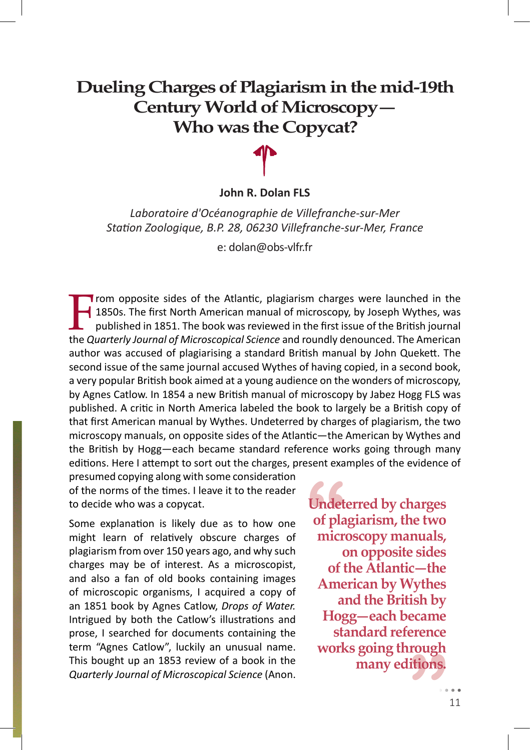# Dueling Charges of Plagiarism in the mid-19th Century World of Microscopy— Who was the Copycat?

**John R. Dolan FLS**

*Laboratoire d'Océanographie de Villefranche-sur-Mer*
*Station Zoologique, B.P. 28, 06230 Villefranche-sur-Mer, France*

e: dolan@obs-vlfr.fr

From opposite sides of the Atlantic, plagiarism charges were launched in the 1850s. The first North American manual of microscopy, by Joseph Wythes, was published in 1851. The book was reviewed in the first issue of the British journal the *Quarterly Journal of Microscopical Science* and roundly denounced. The American author was accused of plagiarising a standard British manual by John Quekett. The second issue of the same journal accused Wythes of having copied, in a second book, a very popular British book aimed at a young audience on the wonders of microscopy, by Agnes Catlow. In 1854 a new British manual of microscopy by Jabez Hogg FLS was published. A critic in North America labeled the book to largely be a British copy of that first American manual by Wythes. Undeterred by charges of plagiarism, the two microscopy manuals, on opposite sides of the Atlantic—the American by Wythes and the British by Hogg—each became standard reference works going through many editions. Here I attempt to sort out the charges, present examples of the evidence of presumed copying along with some consideration of the norms of the times. I leave it to the reader to decide who was a copycat.

> Undeterred by charges of plagiarism, the two microscopy manuals, on opposite sides of the Atlantic—the American by Wythes and the British by Hogg—each became standard reference works going through many editions.

Some explanation is likely due as to how one might learn of relatively obscure charges of plagiarism from over 150 years ago, and why such charges may be of interest. As a microscopist, and also a fan of old books containing images of microscopic organisms, I acquired a copy of an 1851 book by Agnes Catlow, *Drops of Water.* Intrigued by both the Catlow's illustrations and prose, I searched for documents containing the term "Agnes Catlow", luckily an unusual name. This bought up an 1853 review of a book in the *Quarterly Journal of Microscopical Science* (Anon.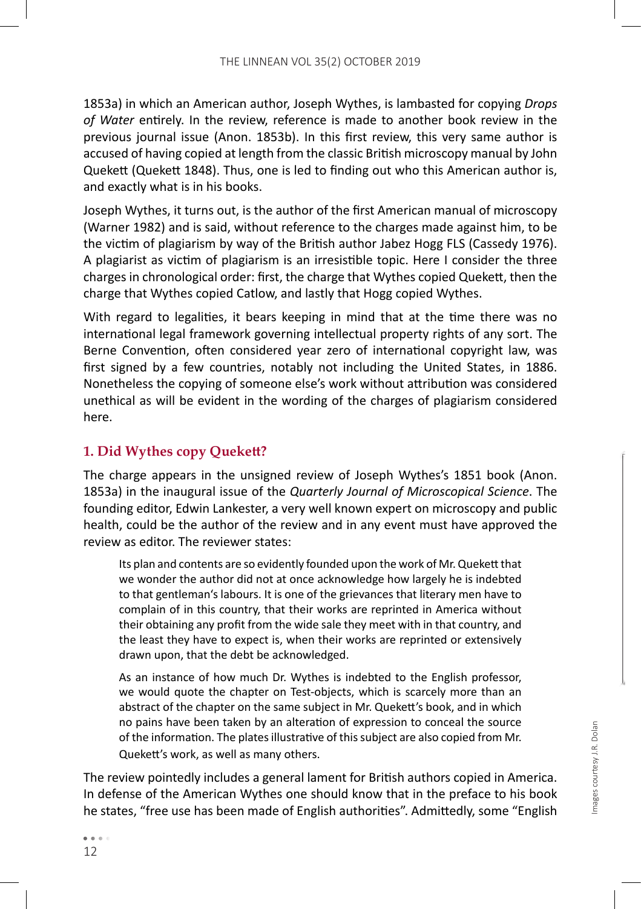1853a) in which an American author, Joseph Wythes, is lambasted for copying *Drops of Water* entirely. In the review, reference is made to another book review in the previous journal issue (Anon. 1853b). In this first review, this very same author is accused of having copied at length from the classic British microscopy manual by John Quekett (Quekett 1848). Thus, one is led to finding out who this American author is, and exactly what is in his books.

Joseph Wythes, it turns out, is the author of the first American manual of microscopy (Warner 1982) and is said, without reference to the charges made against him, to be the victim of plagiarism by way of the British author Jabez Hogg FLS (Cassedy 1976). A plagiarist as victim of plagiarism is an irresistible topic. Here I consider the three charges in chronological order: first, the charge that Wythes copied Quekett, then the charge that Wythes copied Catlow, and lastly that Hogg copied Wythes.

With regard to legalities, it bears keeping in mind that at the time there was no international legal framework governing intellectual property rights of any sort. The Berne Convention, often considered year zero of international copyright law, was first signed by a few countries, notably not including the United States, in 1886. Nonetheless the copying of someone else's work without attribution was considered unethical as will be evident in the wording of the charges of plagiarism considered here.

## 1. Did Wythes copy Quekett?

The charge appears in the unsigned review of Joseph Wythes's 1851 book (Anon. 1853a) in the inaugural issue of the *Quarterly Journal of Microscopical Science*. The founding editor, Edwin Lankester, a very well known expert on microscopy and public health, could be the author of the review and in any event must have approved the review as editor. The reviewer states:

> Its plan and contents are so evidently founded upon the work of Mr. Quekett that we wonder the author did not at once acknowledge how largely he is indebted to that gentleman's labours. It is one of the grievances that literary men have to complain of in this country, that their works are reprinted in America without their obtaining any profit from the wide sale they meet with in that country, and the least they have to expect is, when their works are reprinted or extensively drawn upon, that the debt be acknowledged.
>
> As an instance of how much Dr. Wythes is indebted to the English professor, we would quote the chapter on Test-objects, which is scarcely more than an abstract of the chapter on the same subject in Mr. Quekett's book, and in which no pains have been taken by an alteration of expression to conceal the source of the information. The plates illustrative of this subject are also copied from Mr. Quekett's work, as well as many others.

The review pointedly includes a general lament for British authors copied in America. In defense of the American Wythes one should know that in the preface to his book he states, "free use has been made of English authorities". Admittedly, some "English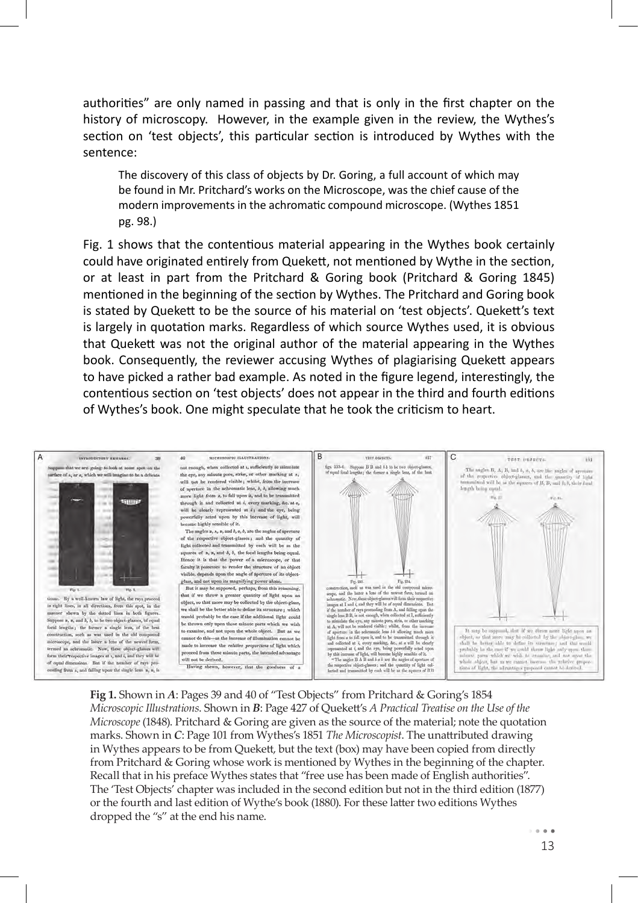authorities" are only named in passing and that is only in the first chapter on the history of microscopy. However, in the example given in the review, the Wythes's section on 'test objects', this particular section is introduced by Wythes with the sentence:

> The discovery of this class of objects by Dr. Goring, a full account of which may be found in Mr. Pritchard's works on the Microscope, was the chief cause of the modern improvements in the achromatic compound microscope. (Wythes 1851 pg. 98.)

Fig. 1 shows that the contentious material appearing in the Wythes book certainly could have originated entirely from Quekett, not mentioned by Wythe in the section, or at least in part from the Pritchard & Goring book (Pritchard & Goring 1845) mentioned in the beginning of the section by Wythes. The Pritchard and Goring book is stated by Quekett to be the source of his material on 'test objects'. Quekett's text is largely in quotation marks. Regardless of which source Wythes used, it is obvious that Quekett was not the original author of the material appearing in the Wythes book. Consequently, the reviewer accusing Wythes of plagiarising Quekett appears to have picked a rather bad example. As noted in the figure legend, interestingly, the contentious section on 'test objects' does not appear in the third and fourth editions of Wythes's book. One might speculate that he took the criticism to heart.

**Fig 1.** Shown in *A*: Pages 39 and 40 of "Test Objects" from Pritchard & Goring's 1854 *Microscopic Illustrations*. Shown in *B*: Page 427 of Quekett's *A Practical Treatise on the Use of the Microscope* (1848). Pritchard & Goring are given as the source of the material; note the quotation marks. Shown in *C*: Page 101 from Wythes's 1851 *The Microscopist*. The unattributed drawing in Wythes appears to be from Quekett, but the text (box) may have been copied from directly from Pritchard & Goring whose work is mentioned by Wythes in the beginning of the chapter. Recall that in his preface Wythes states that "free use has been made of English authorities". The 'Test Objects' chapter was included in the second edition but not in the third edition (1877) or the fourth and last edition of Wythe's book (1880). For these latter two editions Wythes dropped the "s" at the end his name.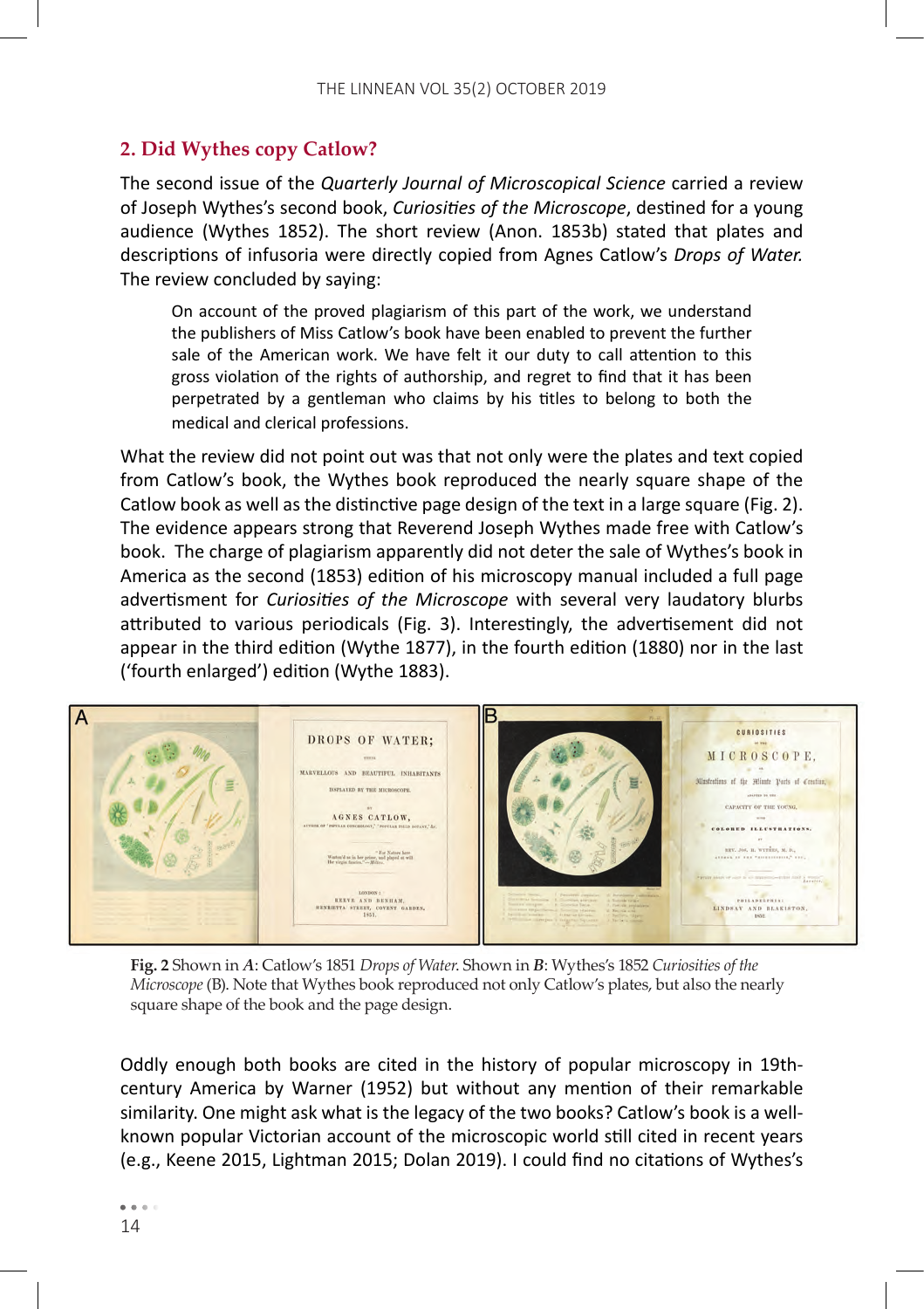## 2. Did Wythes copy Catlow?

The second issue of the *Quarterly Journal of Microscopical Science* carried a review of Joseph Wythes's second book, *Curiosities of the Microscope*, destined for a young audience (Wythes 1852). The short review (Anon. 1853b) stated that plates and descriptions of infusoria were directly copied from Agnes Catlow's *Drops of Water.* The review concluded by saying:

> On account of the proved plagiarism of this part of the work, we understand the publishers of Miss Catlow's book have been enabled to prevent the further sale of the American work. We have felt it our duty to call attention to this gross violation of the rights of authorship, and regret to find that it has been perpetrated by a gentleman who claims by his titles to belong to both the medical and clerical professions.

What the review did not point out was that not only were the plates and text copied from Catlow's book, the Wythes book reproduced the nearly square shape of the Catlow book as well as the distinctive page design of the text in a large square (Fig. 2). The evidence appears strong that Reverend Joseph Wythes made free with Catlow's book. The charge of plagiarism apparently did not deter the sale of Wythes's book in America as the second (1853) edition of his microscopy manual included a full page advertisment for *Curiosities of the Microscope* with several very laudatory blurbs attributed to various periodicals (Fig. 3). Interestingly, the advertisement did not appear in the third edition (Wythe 1877), in the fourth edition (1880) nor in the last ('fourth enlarged') edition (Wythe 1883).

**Fig. 2** Shown in *A*: Catlow's 1851 *Drops of Water.* Shown in *B*: Wythes's 1852 *Curiosities of the Microscope* (B). Note that Wythes book reproduced not only Catlow's plates, but also the nearly square shape of the book and the page design.

Oddly enough both books are cited in the history of popular microscopy in 19th-century America by Warner (1952) but without any mention of their remarkable similarity. One might ask what is the legacy of the two books? Catlow's book is a well-known popular Victorian account of the microscopic world still cited in recent years (e.g., Keene 2015, Lightman 2015; Dolan 2019). I could find no citations of Wythes's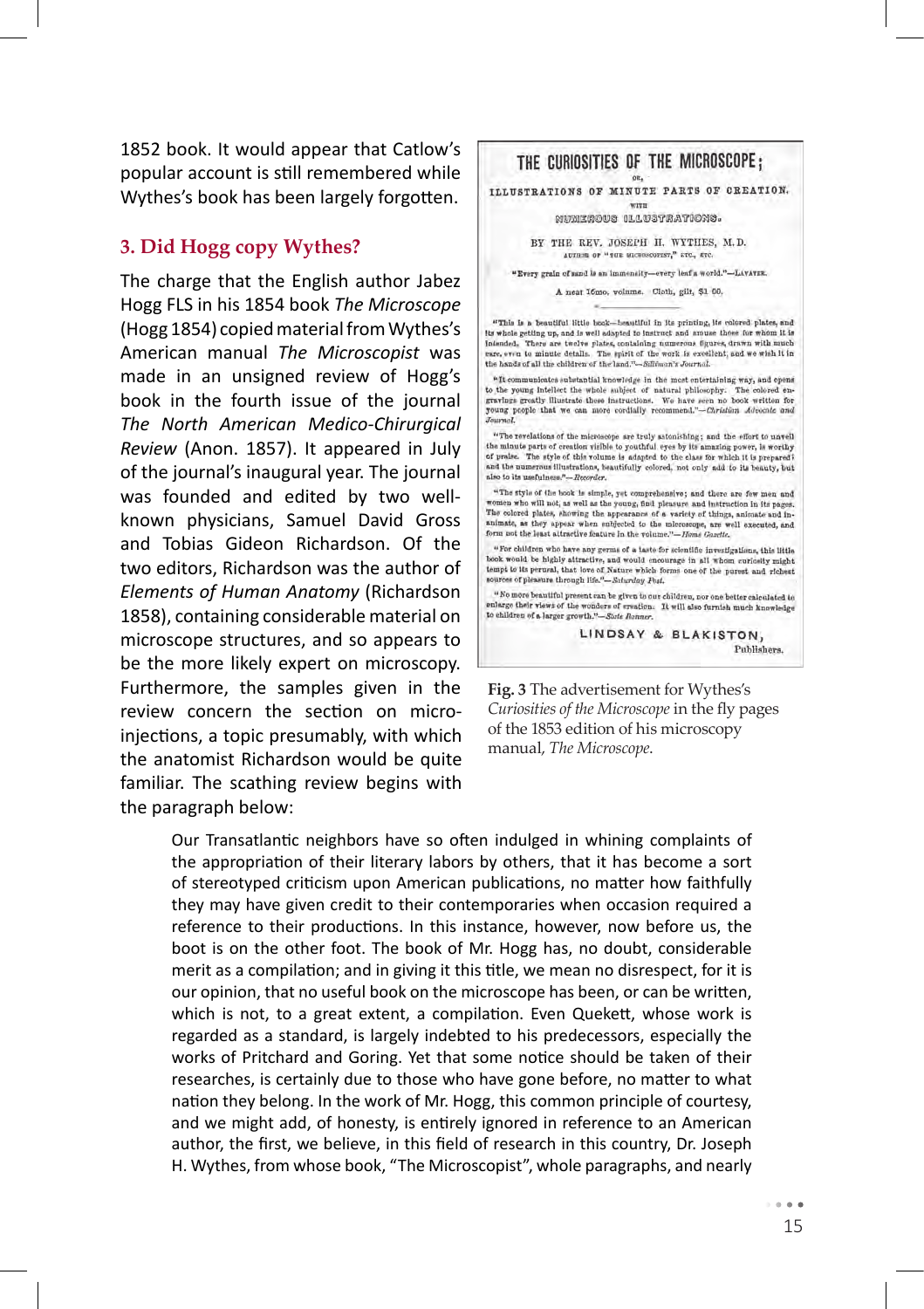1852 book. It would appear that Catlow's popular account is still remembered while Wythes's book has been largely forgotten.

## 3. Did Hogg copy Wythes?

The charge that the English author Jabez Hogg FLS in his 1854 book *The Microscope* (Hogg 1854) copied material from Wythes's American manual *The Microscopist* was made in an unsigned review of Hogg's book in the fourth issue of the journal *The North American Medico-Chirurgical Review* (Anon. 1857). It appeared in July of the journal's inaugural year. The journal was founded and edited by two well-known physicians, Samuel David Gross and Tobias Gideon Richardson. Of the two editors, Richardson was the author of *Elements of Human Anatomy* (Richardson 1858), containing considerable material on microscope structures, and so appears to be the more likely expert on microscopy. Furthermore, the samples given in the review concern the section on micro-injections, a topic presumably, with which the anatomist Richardson would be quite familiar. The scathing review begins with the paragraph below:

THE CURIOSITIES OF THE MICROSCOPE;

OR,

ILLUSTRATIONS OF MINUTE PARTS OF CREATION.

WITH

NUMEROUS ILLUSTRATIONS.

BY THE REV. JOSEPH H. WYTHES, M.D.

AUTHOR OF "THE MICROSCOPIST," ETC., ETC.

"Every grain of sand is an immensity—every leaf a world."—LAVATER.

A neat 16mo. volume. Cloth, gilt, $1 00.

"This is a beautiful little book—beautiful in its printing, its colored plates, and its whole getting up, and is well adapted to instruct and amuse those for whom it is intended. There are twelve plates, containing numerous figures, drawn with much care, even to minute details. The spirit of the work is excellent, and we wish it in the hands of all the children of the land."—*Silliman's Journal.*

"It communicates substantial knowledge in the most entertaining way, and opens to the young intellect the whole subject of natural philosophy. The colored engravings greatly illustrate these instructions. We have seen no book written for young people that we can more cordially recommend."—*Christian Advocate and Journal.*

"The revelations of the microscope are truly astonishing; and the effort to unveil the minute parts of creation visible to youthful eyes by its amazing power, is worthy of praise. The style of this volume is adapted to the class for which it is prepared; and the numerous illustrations, beautifully colored, not only add to its beauty, but also to its usefulness."—*Recorder.*

"The style of the book is simple, yet comprehensive; and there are few men and women who will not, as well as the young, find pleasure and instruction in its pages. The colored plates, showing the appearance of a variety of things, animate and inanimate, as they appear when subjected to the microscope, are well executed, and form not the least attractive feature in the volume."—*Home Gazette.*

"For children who have any germs of a taste for scientific investigations, this little book would be highly attractive, and would encourage in all whom curiosity might tempt to its perusal, that love of Nature which forms one of the purest and richest sources of pleasure through life."—*Saturday Post.*

"No more beautiful present can be given to our children, nor one better calculated to enlarge their views of the wonders of creation. It will also furnish much knowledge to children of a larger growth."—*State Banner.*

LINDSAY & BLAKISTON,
Publishers.

**Fig. 3** The advertisement for Wythes's *Curiosities of the Microscope* in the fly pages of the 1853 edition of his microscopy manual, *The Microscope.*

> Our Transatlantic neighbors have so often indulged in whining complaints of the appropriation of their literary labors by others, that it has become a sort of stereotyped criticism upon American publications, no matter how faithfully they may have given credit to their contemporaries when occasion required a reference to their productions. In this instance, however, now before us, the boot is on the other foot. The book of Mr. Hogg has, no doubt, considerable merit as a compilation; and in giving it this title, we mean no disrespect, for it is our opinion, that no useful book on the microscope has been, or can be written, which is not, to a great extent, a compilation. Even Quekett, whose work is regarded as a standard, is largely indebted to his predecessors, especially the works of Pritchard and Goring. Yet that some notice should be taken of their researches, is certainly due to those who have gone before, no matter to what nation they belong. In the work of Mr. Hogg, this common principle of courtesy, and we might add, of honesty, is entirely ignored in reference to an American author, the first, we believe, in this field of research in this country, Dr. Joseph H. Wythes, from whose book, "The Microscopist", whole paragraphs, and nearly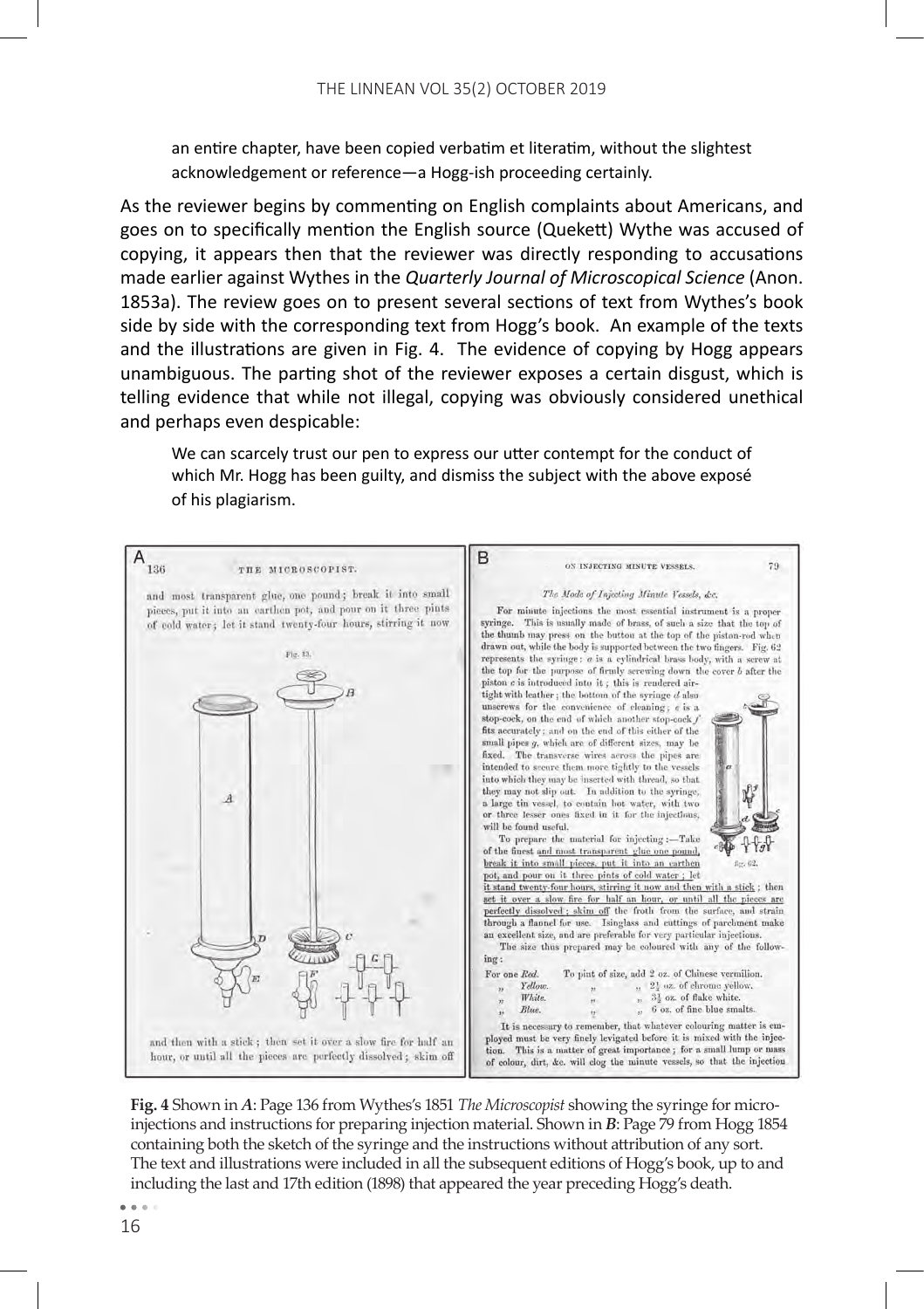an entire chapter, have been copied verbatim et literatim, without the slightest acknowledgement or reference—a Hogg-ish proceeding certainly.

As the reviewer begins by commenting on English complaints about Americans, and goes on to specifically mention the English source (Quekett) Wythe was accused of copying, it appears then that the reviewer was directly responding to accusations made earlier against Wythes in the *Quarterly Journal of Microscopical Science* (Anon. 1853a). The review goes on to present several sections of text from Wythes's book side by side with the corresponding text from Hogg's book. An example of the texts and the illustrations are given in Fig. 4. The evidence of copying by Hogg appears unambiguous. The parting shot of the reviewer exposes a certain disgust, which is telling evidence that while not illegal, copying was obviously considered unethical and perhaps even despicable:

> We can scarcely trust our pen to express our utter contempt for the conduct of which Mr. Hogg has been guilty, and dismiss the subject with the above exposé of his plagiarism.

**Fig. 4** Shown in *A*: Page 136 from Wythes's 1851 *The Microscopist* showing the syringe for micro-injections and instructions for preparing injection material. Shown in *B*: Page 79 from Hogg 1854 containing both the sketch of the syringe and the instructions without attribution of any sort. The text and illustrations were included in all the subsequent editions of Hogg's book, up to and including the last and 17th edition (1898) that appeared the year preceding Hogg's death.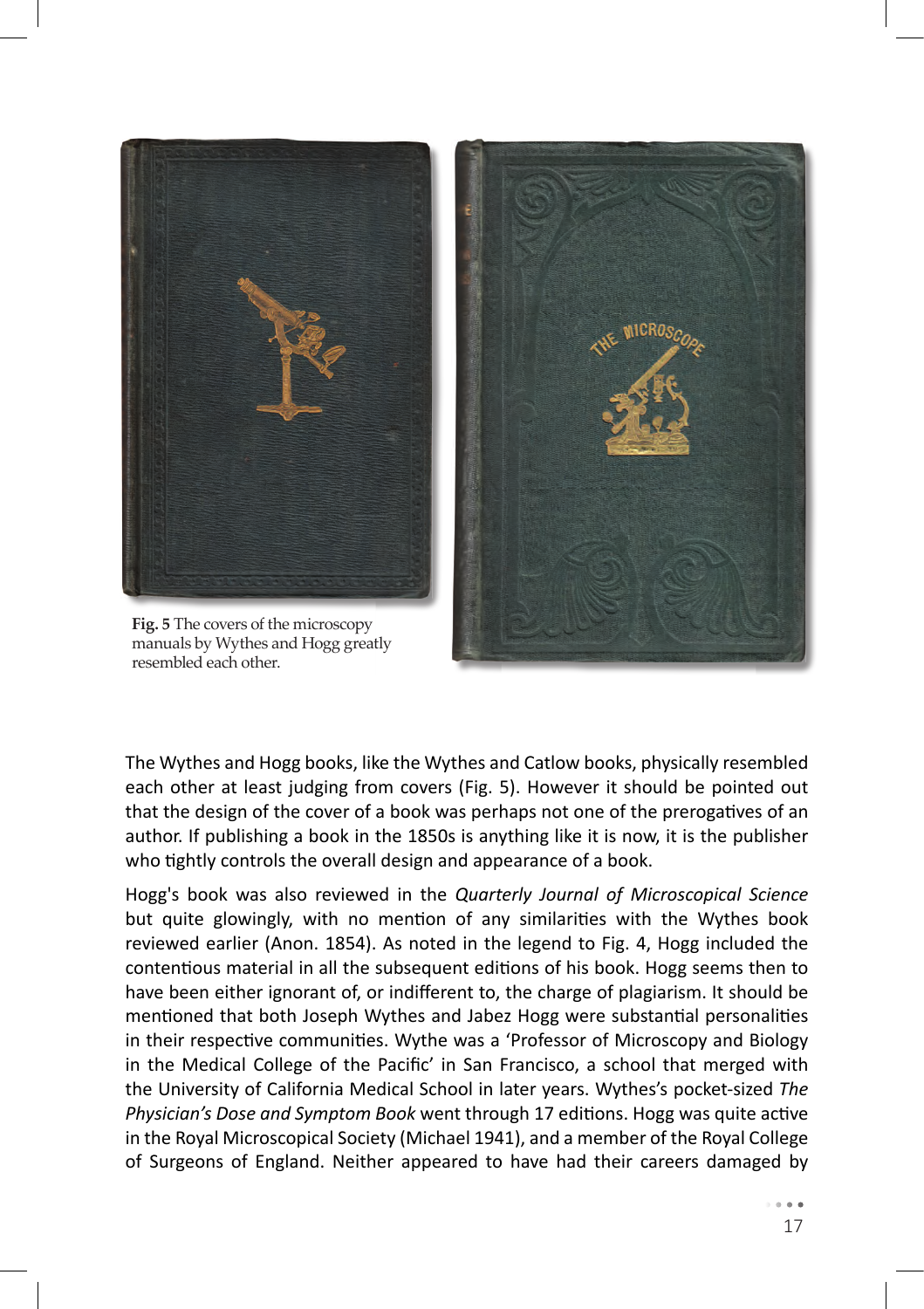**Fig. 5** The covers of the microscopy manuals by Wythes and Hogg greatly resembled each other.

The Wythes and Hogg books, like the Wythes and Catlow books, physically resembled each other at least judging from covers (Fig. 5). However it should be pointed out that the design of the cover of a book was perhaps not one of the prerogatives of an author. If publishing a book in the 1850s is anything like it is now, it is the publisher who tightly controls the overall design and appearance of a book.

Hogg's book was also reviewed in the *Quarterly Journal of Microscopical Science* but quite glowingly, with no mention of any similarities with the Wythes book reviewed earlier (Anon. 1854). As noted in the legend to Fig. 4, Hogg included the contentious material in all the subsequent editions of his book. Hogg seems then to have been either ignorant of, or indifferent to, the charge of plagiarism. It should be mentioned that both Joseph Wythes and Jabez Hogg were substantial personalities in their respective communities. Wythe was a 'Professor of Microscopy and Biology in the Medical College of the Pacific' in San Francisco, a school that merged with the University of California Medical School in later years. Wythes's pocket-sized *The Physician's Dose and Symptom Book* went through 17 editions. Hogg was quite active in the Royal Microscopical Society (Michael 1941), and a member of the Royal College of Surgeons of England. Neither appeared to have had their careers damaged by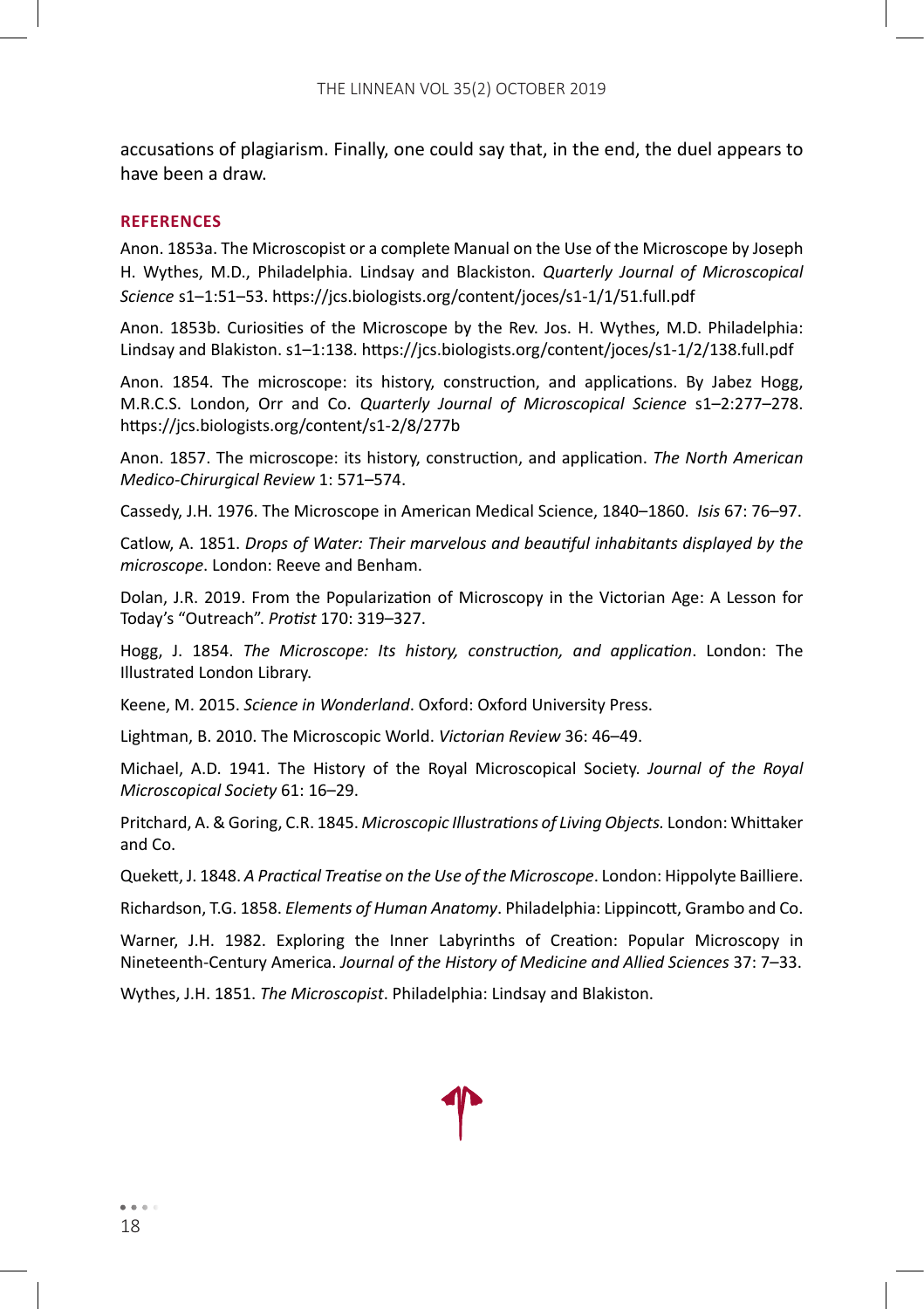accusations of plagiarism. Finally, one could say that, in the end, the duel appears to have been a draw.

## REFERENCES

Anon. 1853a. The Microscopist or a complete Manual on the Use of the Microscope by Joseph H. Wythes, M.D., Philadelphia. Lindsay and Blackiston. *Quarterly Journal of Microscopical Science* s1–1:51–53. https://jcs.biologists.org/content/joces/s1-1/1/51.full.pdf

Anon. 1853b. Curiosities of the Microscope by the Rev. Jos. H. Wythes, M.D. Philadelphia: Lindsay and Blakiston. s1–1:138. https://jcs.biologists.org/content/joces/s1-1/2/138.full.pdf

Anon. 1854. The microscope: its history, construction, and applications. By Jabez Hogg, M.R.C.S. London, Orr and Co. *Quarterly Journal of Microscopical Science* s1–2:277–278. https://jcs.biologists.org/content/s1-2/8/277b

Anon. 1857. The microscope: its history, construction, and application. *The North American Medico-Chirurgical Review* 1: 571–574.

Cassedy, J.H. 1976. The Microscope in American Medical Science, 1840–1860. *Isis* 67: 76–97.

Catlow, A. 1851. *Drops of Water: Their marvelous and beautiful inhabitants displayed by the microscope*. London: Reeve and Benham.

Dolan, J.R. 2019. From the Popularization of Microscopy in the Victorian Age: A Lesson for Today's "Outreach". *Protist* 170: 319–327.

Hogg, J. 1854. *The Microscope: Its history, construction, and application*. London: The Illustrated London Library.

Keene, M. 2015. *Science in Wonderland*. Oxford: Oxford University Press.

Lightman, B. 2010. The Microscopic World. *Victorian Review* 36: 46–49.

Michael, A.D. 1941. The History of the Royal Microscopical Society. *Journal of the Royal Microscopical Society* 61: 16–29.

Pritchard, A. & Goring, C.R. 1845. *Microscopic Illustrations of Living Objects.* London: Whittaker and Co.

Quekett, J. 1848. *A Practical Treatise on the Use of the Microscope*. London: Hippolyte Bailliere.

Richardson, T.G. 1858. *Elements of Human Anatomy*. Philadelphia: Lippincott, Grambo and Co.

Warner, J.H. 1982. Exploring the Inner Labyrinths of Creation: Popular Microscopy in Nineteenth-Century America. *Journal of the History of Medicine and Allied Sciences* 37: 7–33.

Wythes, J.H. 1851. *The Microscopist*. Philadelphia: Lindsay and Blakiston.